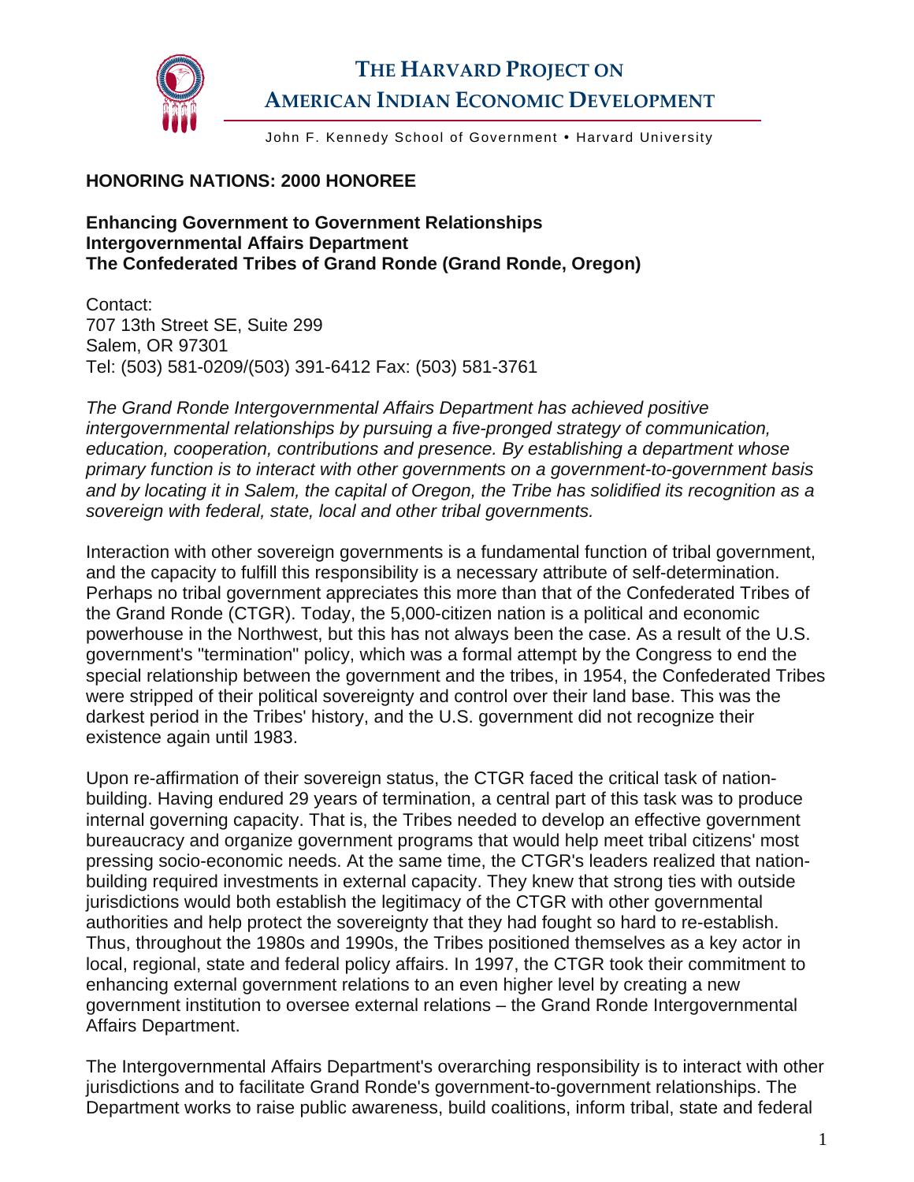# THE HARVARD PROJECT ON AMERICAN INDIAN ECONOMIC DEVELOPMENT

John F. Kennedy School of Government • Harvard University

**HONORING NATIONS: 2000 HONOREE**

**Enhancing Government to Government Relationships**
**Intergovernmental Affairs Department**
**The Confederated Tribes of Grand Ronde (Grand Ronde, Oregon)**

Contact:
707 13th Street SE, Suite 299
Salem, OR 97301
Tel: (503) 581-0209/(503) 391-6412 Fax: (503) 581-3761

*The Grand Ronde Intergovernmental Affairs Department has achieved positive intergovernmental relationships by pursuing a five-pronged strategy of communication, education, cooperation, contributions and presence. By establishing a department whose primary function is to interact with other governments on a government-to-government basis and by locating it in Salem, the capital of Oregon, the Tribe has solidified its recognition as a sovereign with federal, state, local and other tribal governments.*

Interaction with other sovereign governments is a fundamental function of tribal government, and the capacity to fulfill this responsibility is a necessary attribute of self-determination. Perhaps no tribal government appreciates this more than that of the Confederated Tribes of the Grand Ronde (CTGR). Today, the 5,000-citizen nation is a political and economic powerhouse in the Northwest, but this has not always been the case. As a result of the U.S. government's "termination" policy, which was a formal attempt by the Congress to end the special relationship between the government and the tribes, in 1954, the Confederated Tribes were stripped of their political sovereignty and control over their land base. This was the darkest period in the Tribes' history, and the U.S. government did not recognize their existence again until 1983.

Upon re-affirmation of their sovereign status, the CTGR faced the critical task of nation-building. Having endured 29 years of termination, a central part of this task was to produce internal governing capacity. That is, the Tribes needed to develop an effective government bureaucracy and organize government programs that would help meet tribal citizens' most pressing socio-economic needs. At the same time, the CTGR's leaders realized that nation-building required investments in external capacity. They knew that strong ties with outside jurisdictions would both establish the legitimacy of the CTGR with other governmental authorities and help protect the sovereignty that they had fought so hard to re-establish. Thus, throughout the 1980s and 1990s, the Tribes positioned themselves as a key actor in local, regional, state and federal policy affairs. In 1997, the CTGR took their commitment to enhancing external government relations to an even higher level by creating a new government institution to oversee external relations – the Grand Ronde Intergovernmental Affairs Department.

The Intergovernmental Affairs Department's overarching responsibility is to interact with other jurisdictions and to facilitate Grand Ronde's government-to-government relationships. The Department works to raise public awareness, build coalitions, inform tribal, state and federal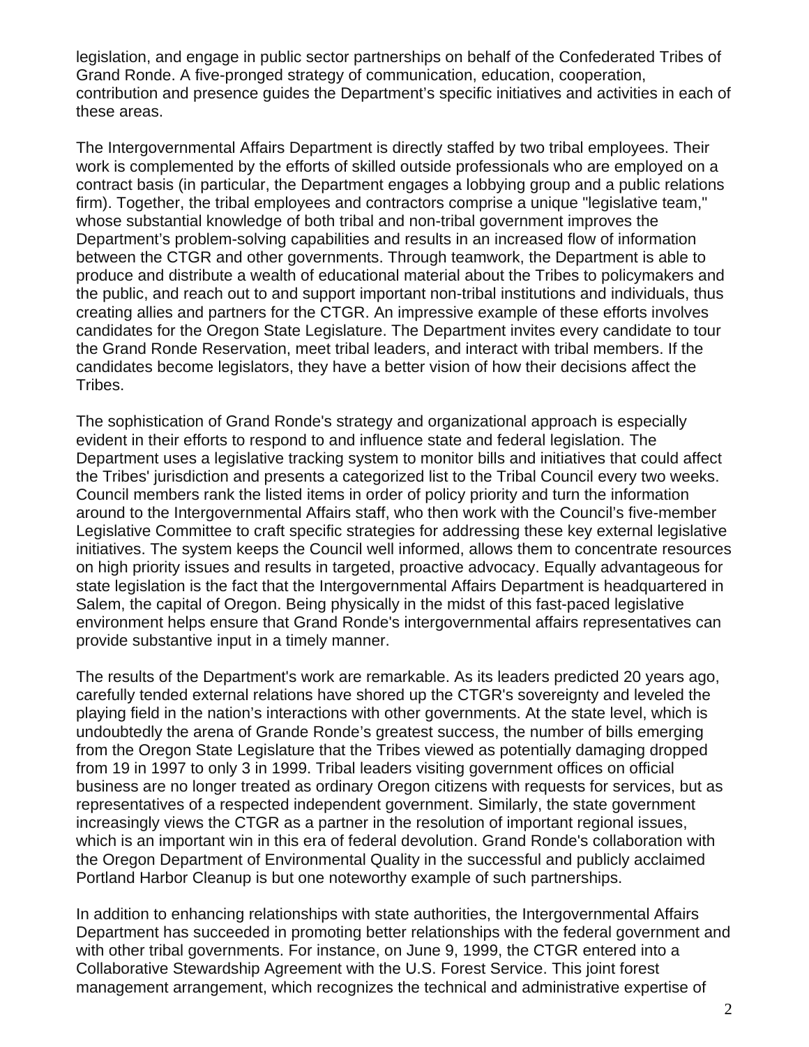legislation, and engage in public sector partnerships on behalf of the Confederated Tribes of Grand Ronde. A five-pronged strategy of communication, education, cooperation, contribution and presence guides the Department's specific initiatives and activities in each of these areas.

The Intergovernmental Affairs Department is directly staffed by two tribal employees. Their work is complemented by the efforts of skilled outside professionals who are employed on a contract basis (in particular, the Department engages a lobbying group and a public relations firm). Together, the tribal employees and contractors comprise a unique "legislative team," whose substantial knowledge of both tribal and non-tribal government improves the Department's problem-solving capabilities and results in an increased flow of information between the CTGR and other governments. Through teamwork, the Department is able to produce and distribute a wealth of educational material about the Tribes to policymakers and the public, and reach out to and support important non-tribal institutions and individuals, thus creating allies and partners for the CTGR. An impressive example of these efforts involves candidates for the Oregon State Legislature. The Department invites every candidate to tour the Grand Ronde Reservation, meet tribal leaders, and interact with tribal members. If the candidates become legislators, they have a better vision of how their decisions affect the Tribes.

The sophistication of Grand Ronde's strategy and organizational approach is especially evident in their efforts to respond to and influence state and federal legislation. The Department uses a legislative tracking system to monitor bills and initiatives that could affect the Tribes' jurisdiction and presents a categorized list to the Tribal Council every two weeks. Council members rank the listed items in order of policy priority and turn the information around to the Intergovernmental Affairs staff, who then work with the Council's five-member Legislative Committee to craft specific strategies for addressing these key external legislative initiatives. The system keeps the Council well informed, allows them to concentrate resources on high priority issues and results in targeted, proactive advocacy. Equally advantageous for state legislation is the fact that the Intergovernmental Affairs Department is headquartered in Salem, the capital of Oregon. Being physically in the midst of this fast-paced legislative environment helps ensure that Grand Ronde's intergovernmental affairs representatives can provide substantive input in a timely manner.

The results of the Department's work are remarkable. As its leaders predicted 20 years ago, carefully tended external relations have shored up the CTGR's sovereignty and leveled the playing field in the nation's interactions with other governments. At the state level, which is undoubtedly the arena of Grande Ronde's greatest success, the number of bills emerging from the Oregon State Legislature that the Tribes viewed as potentially damaging dropped from 19 in 1997 to only 3 in 1999. Tribal leaders visiting government offices on official business are no longer treated as ordinary Oregon citizens with requests for services, but as representatives of a respected independent government. Similarly, the state government increasingly views the CTGR as a partner in the resolution of important regional issues, which is an important win in this era of federal devolution. Grand Ronde's collaboration with the Oregon Department of Environmental Quality in the successful and publicly acclaimed Portland Harbor Cleanup is but one noteworthy example of such partnerships.

In addition to enhancing relationships with state authorities, the Intergovernmental Affairs Department has succeeded in promoting better relationships with the federal government and with other tribal governments. For instance, on June 9, 1999, the CTGR entered into a Collaborative Stewardship Agreement with the U.S. Forest Service. This joint forest management arrangement, which recognizes the technical and administrative expertise of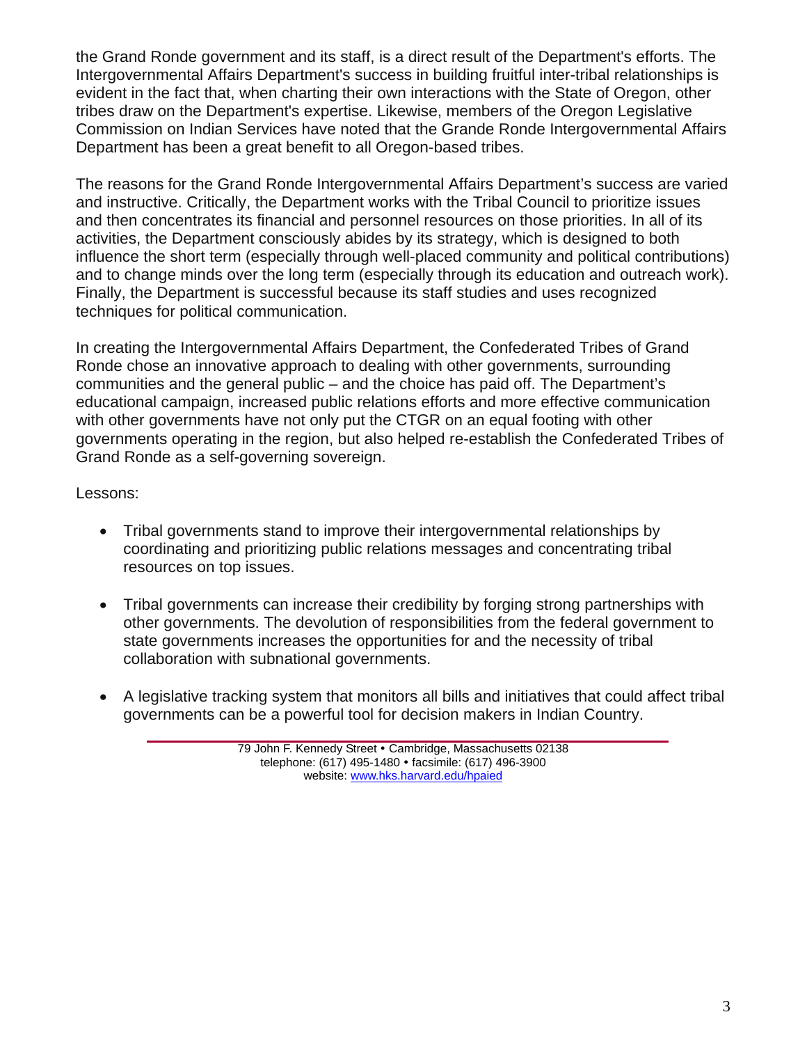the Grand Ronde government and its staff, is a direct result of the Department's efforts. The Intergovernmental Affairs Department's success in building fruitful inter-tribal relationships is evident in the fact that, when charting their own interactions with the State of Oregon, other tribes draw on the Department's expertise. Likewise, members of the Oregon Legislative Commission on Indian Services have noted that the Grande Ronde Intergovernmental Affairs Department has been a great benefit to all Oregon-based tribes.

The reasons for the Grand Ronde Intergovernmental Affairs Department's success are varied and instructive. Critically, the Department works with the Tribal Council to prioritize issues and then concentrates its financial and personnel resources on those priorities. In all of its activities, the Department consciously abides by its strategy, which is designed to both influence the short term (especially through well-placed community and political contributions) and to change minds over the long term (especially through its education and outreach work). Finally, the Department is successful because its staff studies and uses recognized techniques for political communication.

In creating the Intergovernmental Affairs Department, the Confederated Tribes of Grand Ronde chose an innovative approach to dealing with other governments, surrounding communities and the general public – and the choice has paid off. The Department's educational campaign, increased public relations efforts and more effective communication with other governments have not only put the CTGR on an equal footing with other governments operating in the region, but also helped re-establish the Confederated Tribes of Grand Ronde as a self-governing sovereign.

Lessons:

- Tribal governments stand to improve their intergovernmental relationships by coordinating and prioritizing public relations messages and concentrating tribal resources on top issues.

- Tribal governments can increase their credibility by forging strong partnerships with other governments. The devolution of responsibilities from the federal government to state governments increases the opportunities for and the necessity of tribal collaboration with subnational governments.

- A legislative tracking system that monitors all bills and initiatives that could affect tribal governments can be a powerful tool for decision makers in Indian Country.

79 John F. Kennedy Street • Cambridge, Massachusetts 02138
telephone: (617) 495-1480 • facsimile: (617) 496-3900
website: www.hks.harvard.edu/hpaied